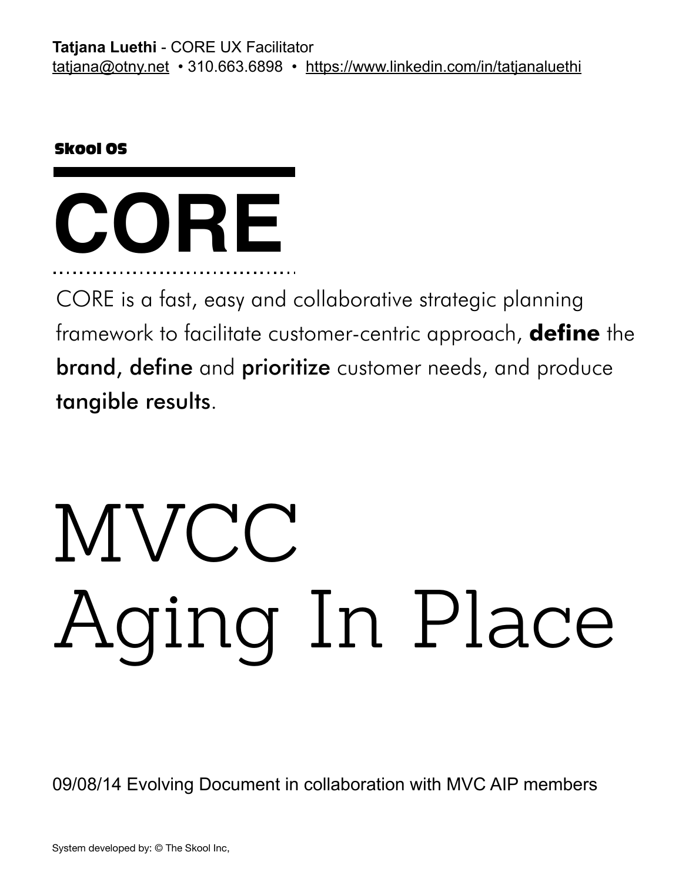**Tatjana Luethi** - CORE UX Facilitator
tatjana@otny.net • 310.663.6898 • https://www.linkedin.com/in/tatjanaluethi

**Skool OS**

# CORE

CORE is a fast, easy and collaborative strategic planning framework to facilitate customer-centric approach, **define** the **brand**, **define** and **prioritize** customer needs, and produce **tangible results**.

# MVCC Aging In Place

09/08/14 Evolving Document in collaboration with MVC AIP members

System developed by: © The Skool Inc,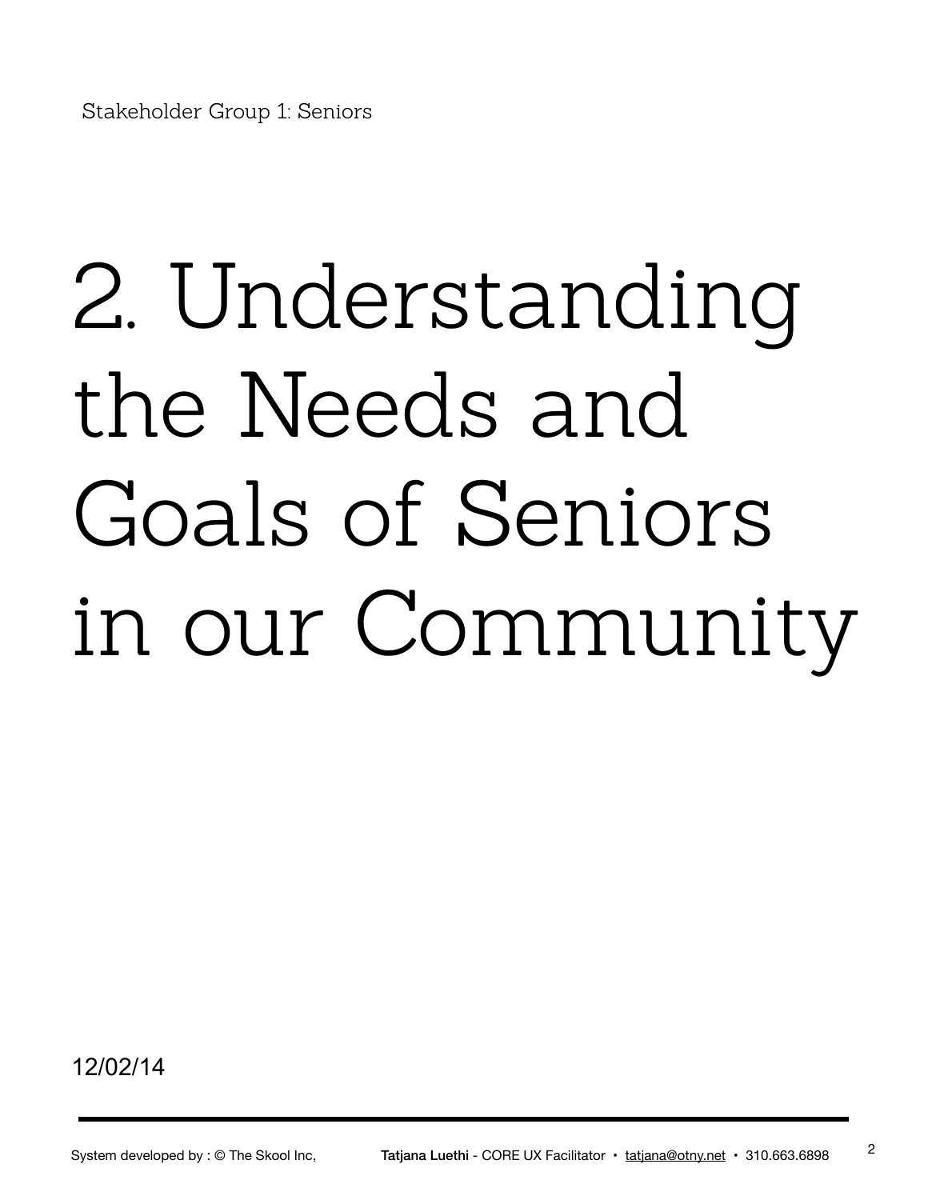Stakeholder Group 1: Seniors

# 2. Understanding the Needs and Goals of Seniors in our Community

12/02/14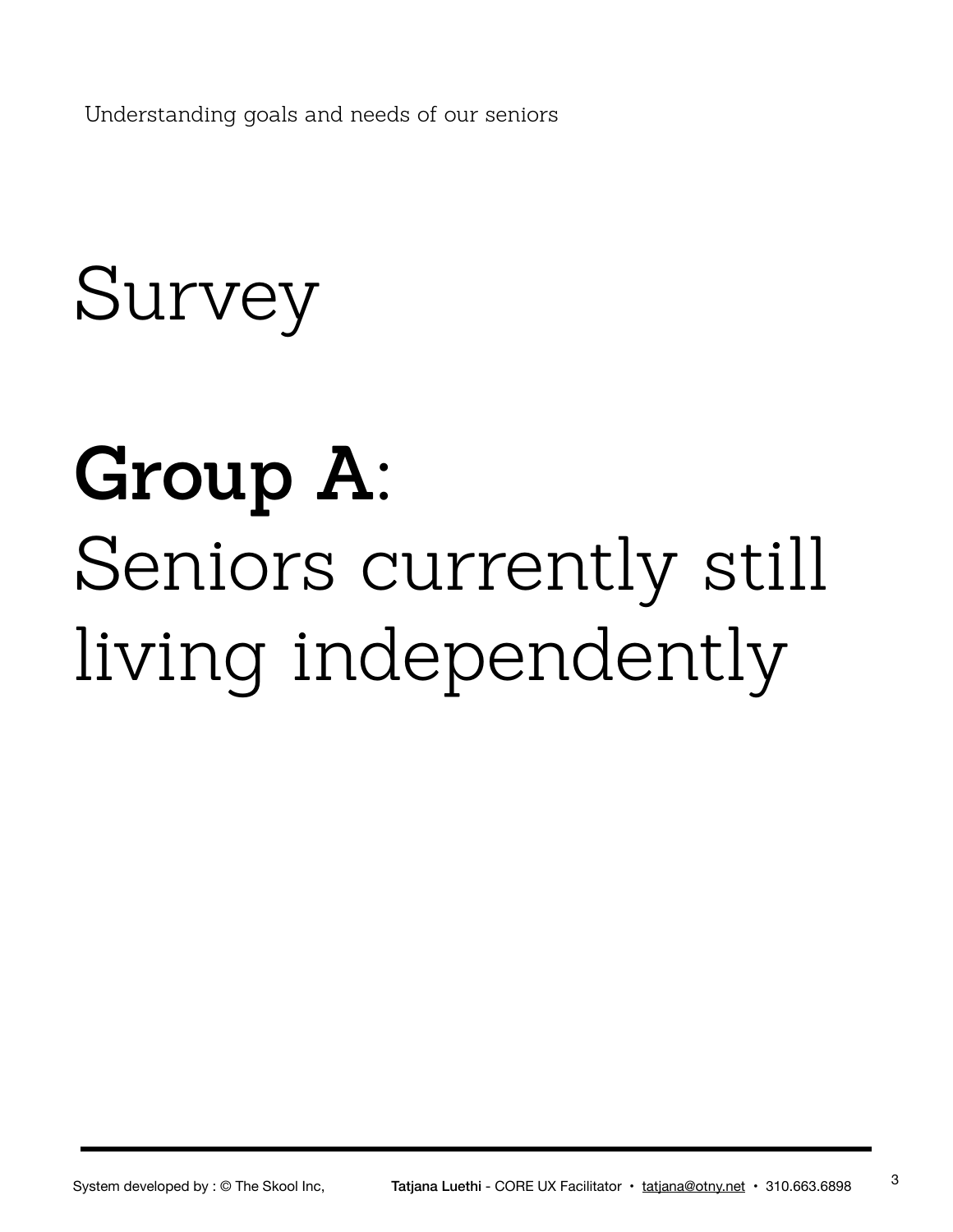# Survey

# **Group A**: Seniors currently still living independently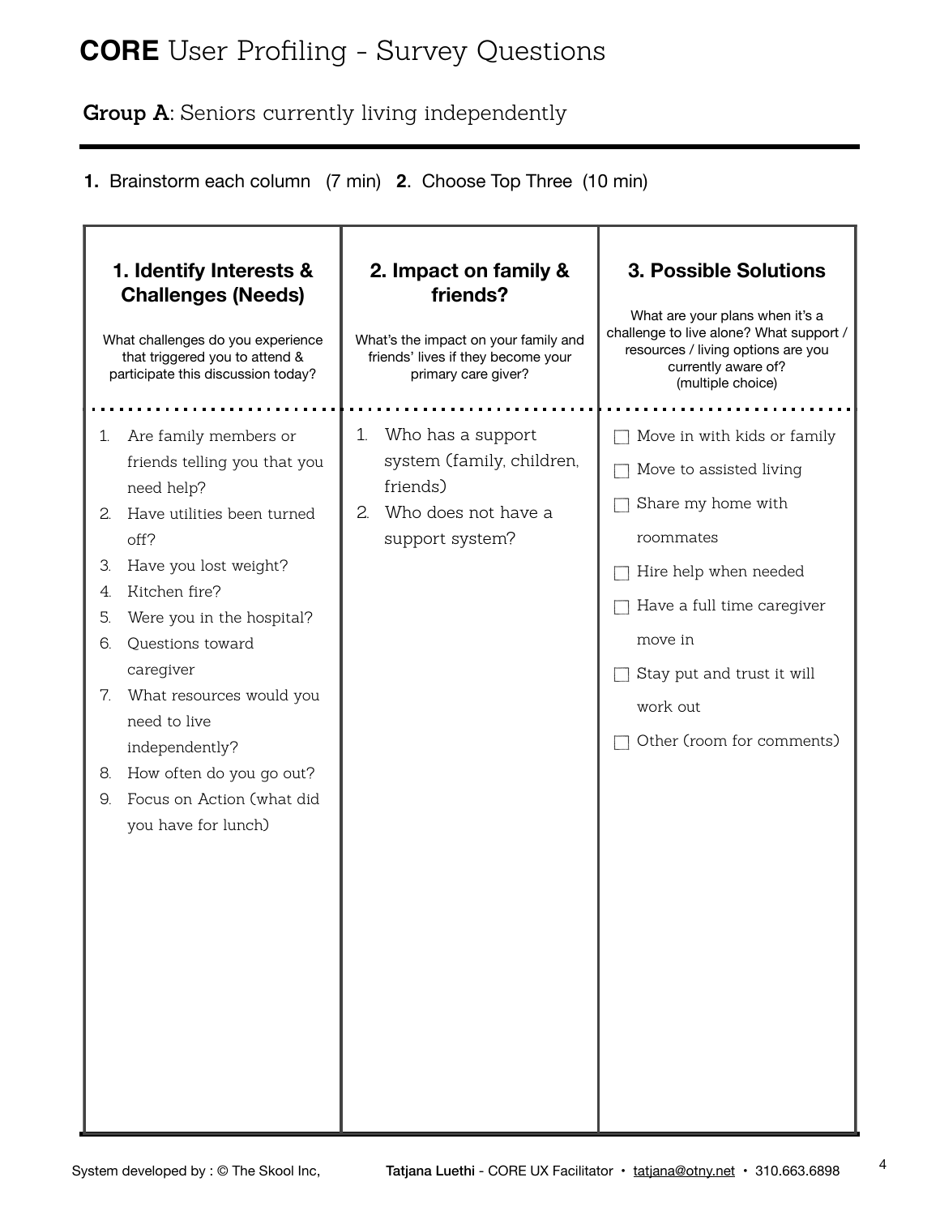# **CORE** User Profiling - Survey Questions

**Group A**: Seniors currently living independently

**1.** Brainstorm each column (7 min) **2**. Choose Top Three (10 min)

| 1. Identify Interests & Challenges (Needs) | 2. Impact on family & friends? | 3. Possible Solutions |
|---|---|---|
| What challenges do you experience that triggered you to attend & participate this discussion today? | What's the impact on your family and friends' lives if they become your primary care giver? | What are your plans when it's a challenge to live alone? What support / resources / living options are you currently aware of? (multiple choice) |
| 1. Are family members or friends telling you that you need help?<br>2. Have utilities been turned off?<br>3. Have you lost weight?<br>4. Kitchen fire?<br>5. Were you in the hospital?<br>6. Questions toward caregiver<br>7. What resources would you need to live independently?<br>8. How often do you go out?<br>9. Focus on Action (what did you have for lunch) | 1. Who has a support system (family, children, friends)<br>2. Who does not have a support system? | ☐ Move in with kids or family<br>☐ Move to assisted living<br>☐ Share my home with roommates<br>☐ Hire help when needed<br>☐ Have a full time caregiver move in<br>☐ Stay put and trust it will work out<br>☐ Other (room for comments) |

System developed by : © The Skool Inc, Tatjana Luethi - CORE UX Facilitator • tatjana@otny.net • 310.663.6898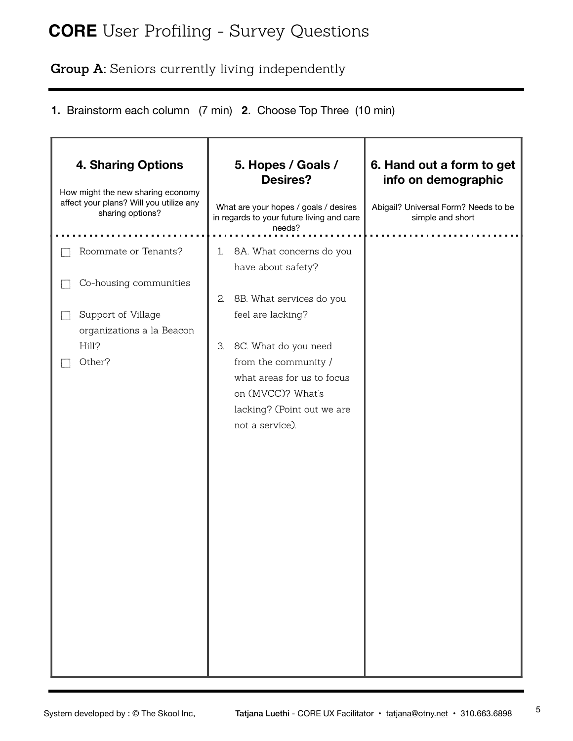# **CORE** User Profiling - Survey Questions

**Group A**: Seniors currently living independently

**1.** Brainstorm each column (7 min) **2**. Choose Top Three (10 min)

| **4. Sharing Options**<br>How might the new sharing economy affect your plans? Will you utilize any sharing options? | **5. Hopes / Goals / Desires?**<br>What are your hopes / goals / desires in regards to your future living and care needs? | **6. Hand out a form to get info on demographic**<br>Abigail? Universal Form? Needs to be simple and short |
|---|---|---|
| ☐ Roommate or Tenants?<br>☐ Co-housing communities<br>☐ Support of Village organizations a la Beacon Hill?<br>☐ Other? | 1. 8A. What concerns do you have about safety?<br>2. 8B. What services do you feel are lacking?<br>3. 8C. What do you need from the community / what areas for us to focus on (MVCC)? What's lacking? (Point out we are not a service). | |

System developed by : © The Skool Inc,

**Tatjana Luethi** - CORE UX Facilitator • tatjana@otny.net • 310.663.6898